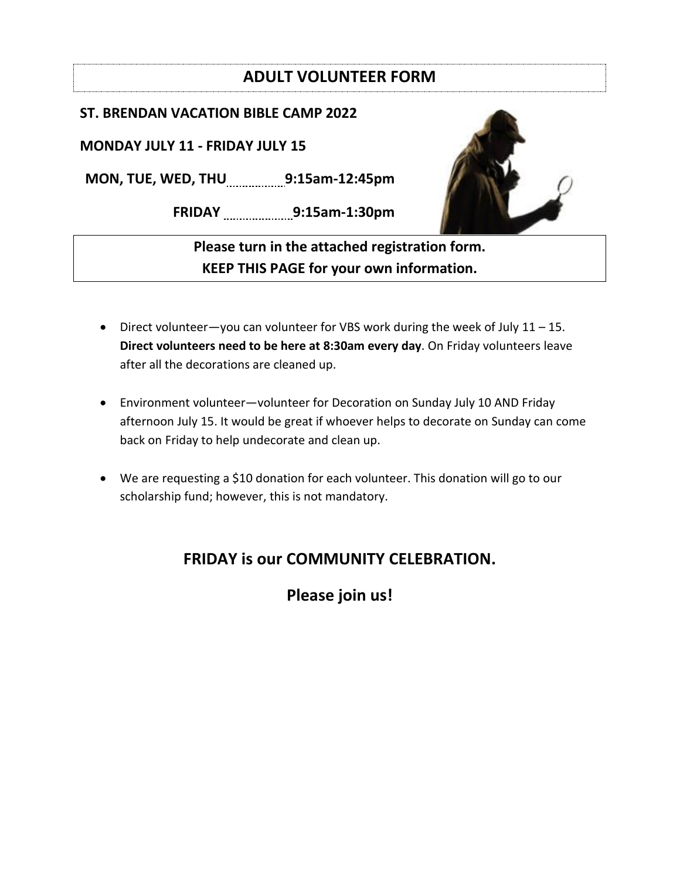# ADULT VOLUNTEER FORM

**ST. BRENDAN VACATION BIBLE CAMP 2022**

**MONDAY JULY 11 - FRIDAY JULY 15**

**MON, TUE, WED, THU ............... 9:15am-12:45pm**

**FRIDAY ................... 9:15am-1:30pm**

**Please turn in the attached registration form.**
**KEEP THIS PAGE for your own information.**

- Direct volunteer—you can volunteer for VBS work during the week of July 11 – 15. **Direct volunteers need to be here at 8:30am every day**. On Friday volunteers leave after all the decorations are cleaned up.

- Environment volunteer—volunteer for Decoration on Sunday July 10 AND Friday afternoon July 15. It would be great if whoever helps to decorate on Sunday can come back on Friday to help undecorate and clean up.

- We are requesting a $10 donation for each volunteer. This donation will go to our scholarship fund; however, this is not mandatory.

## FRIDAY is our COMMUNITY CELEBRATION.

## Please join us!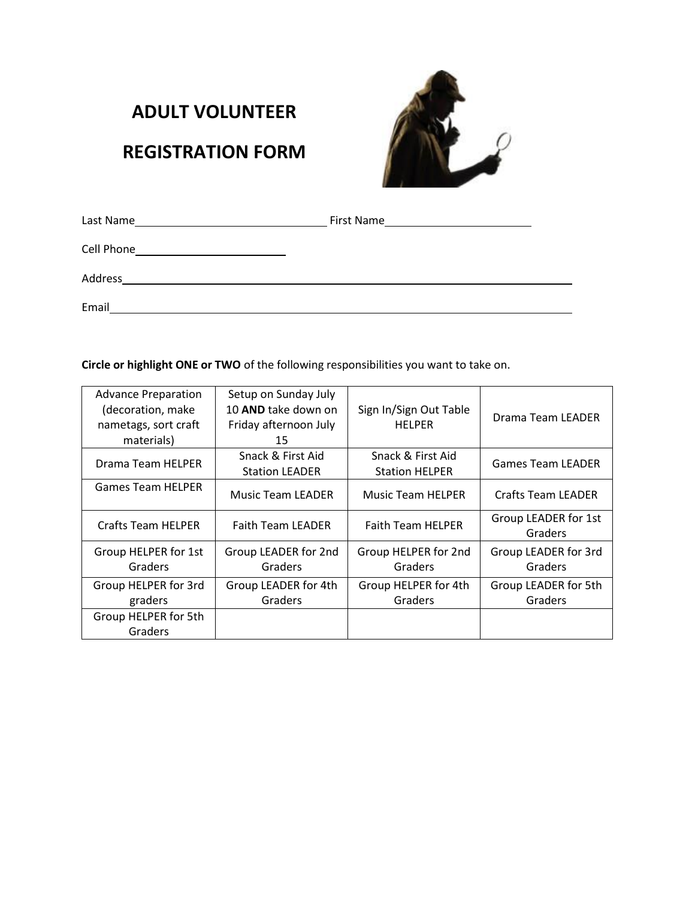# ADULT VOLUNTEER

# REGISTRATION FORM

Last Name________________________________ First Name_________________________

Cell Phone__________________________

Address_______________________________________________________________________________

Email_________________________________________________________________________________

**Circle or highlight ONE or TWO** of the following responsibilities you want to take on.

| | | | |
|---|---|---|---|
| Advance Preparation (decoration, make nametags, sort craft materials) | Setup on Sunday July 10 **AND** take down on Friday afternoon July 15 | Sign In/Sign Out Table HELPER | Drama Team LEADER |
| Drama Team HELPER | Snack & First Aid Station LEADER | Snack & First Aid Station HELPER | Games Team LEADER |
| Games Team HELPER | Music Team LEADER | Music Team HELPER | Crafts Team LEADER |
| Crafts Team HELPER | Faith Team LEADER | Faith Team HELPER | Group LEADER for 1st Graders |
| Group HELPER for 1st Graders | Group LEADER for 2nd Graders | Group HELPER for 2nd Graders | Group LEADER for 3rd Graders |
| Group HELPER for 3rd graders | Group LEADER for 4th Graders | Group HELPER for 4th Graders | Group LEADER for 5th Graders |
| Group HELPER for 5th Graders | | | |